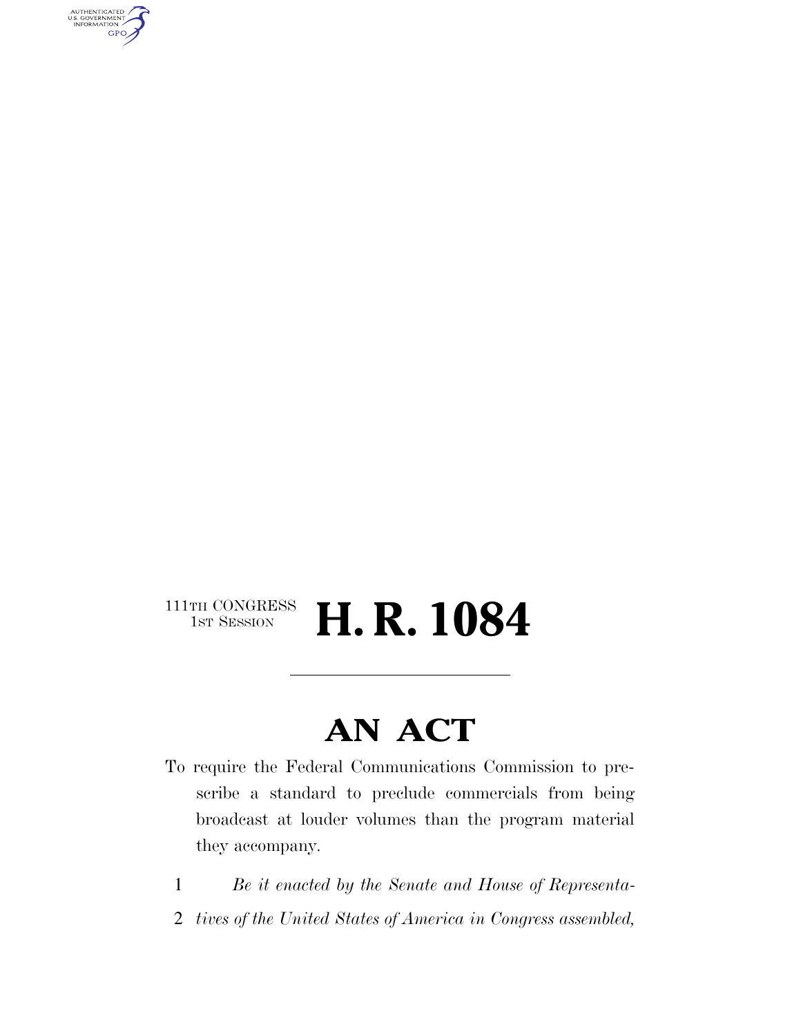111TH CONGRESS
1ST SESSION

# H. R. 1084

---

## AN ACT

To require the Federal Communications Commission to prescribe a standard to preclude commercials from being broadcast at louder volumes than the program material they accompany.

1 *Be it enacted by the Senate and House of Representa-*

2 *tives of the United States of America in Congress assembled,*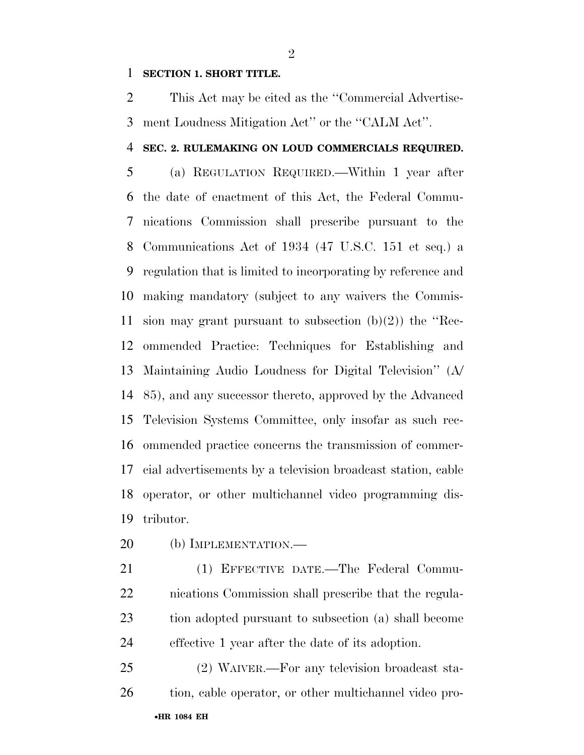**SECTION 1. SHORT TITLE.**

This Act may be cited as the ''Commercial Advertisement Loudness Mitigation Act'' or the ''CALM Act''.

**SEC. 2. RULEMAKING ON LOUD COMMERCIALS REQUIRED.**

(a) REGULATION REQUIRED.—Within 1 year after the date of enactment of this Act, the Federal Communications Commission shall prescribe pursuant to the Communications Act of 1934 (47 U.S.C. 151 et seq.) a regulation that is limited to incorporating by reference and making mandatory (subject to any waivers the Commission may grant pursuant to subsection (b)(2)) the ''Recommended Practice: Techniques for Establishing and Maintaining Audio Loudness for Digital Television'' (A/85), and any successor thereto, approved by the Advanced Television Systems Committee, only insofar as such recommended practice concerns the transmission of commercial advertisements by a television broadcast station, cable operator, or other multichannel video programming distributor.

(b) IMPLEMENTATION.—

(1) EFFECTIVE DATE.—The Federal Communications Commission shall prescribe that the regulation adopted pursuant to subsection (a) shall become effective 1 year after the date of its adoption.

(2) WAIVER.—For any television broadcast station, cable operator, or other multichannel video pro-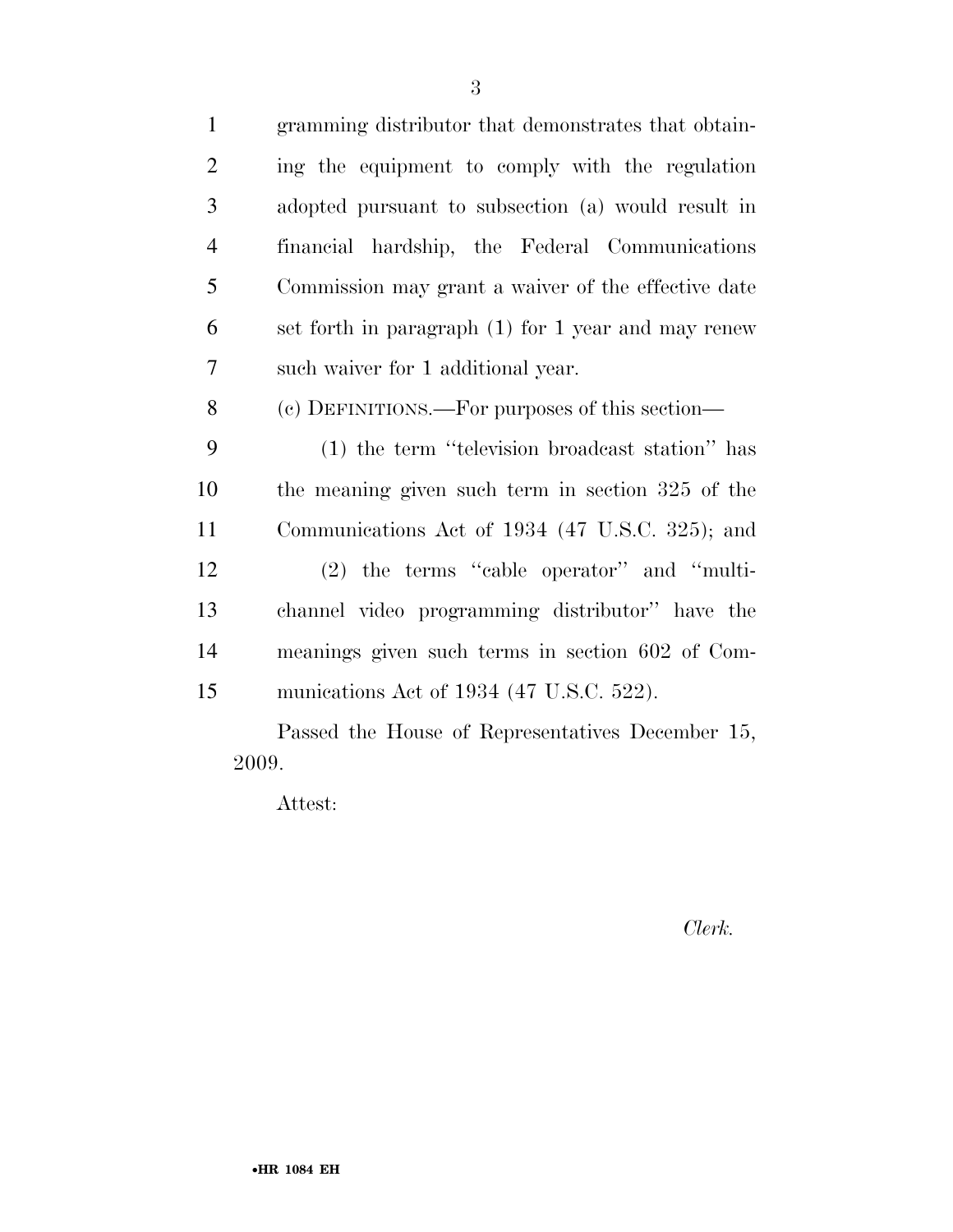gramming distributor that demonstrates that obtaining the equipment to comply with the regulation adopted pursuant to subsection (a) would result in financial hardship, the Federal Communications Commission may grant a waiver of the effective date set forth in paragraph (1) for 1 year and may renew such waiver for 1 additional year.

(c) DEFINITIONS.—For purposes of this section—

(1) the term ''television broadcast station'' has the meaning given such term in section 325 of the Communications Act of 1934 (47 U.S.C. 325); and

(2) the terms ''cable operator'' and ''multichannel video programming distributor'' have the meanings given such terms in section 602 of Communications Act of 1934 (47 U.S.C. 522).

Passed the House of Representatives December 15, 2009.

Attest:

*Clerk.*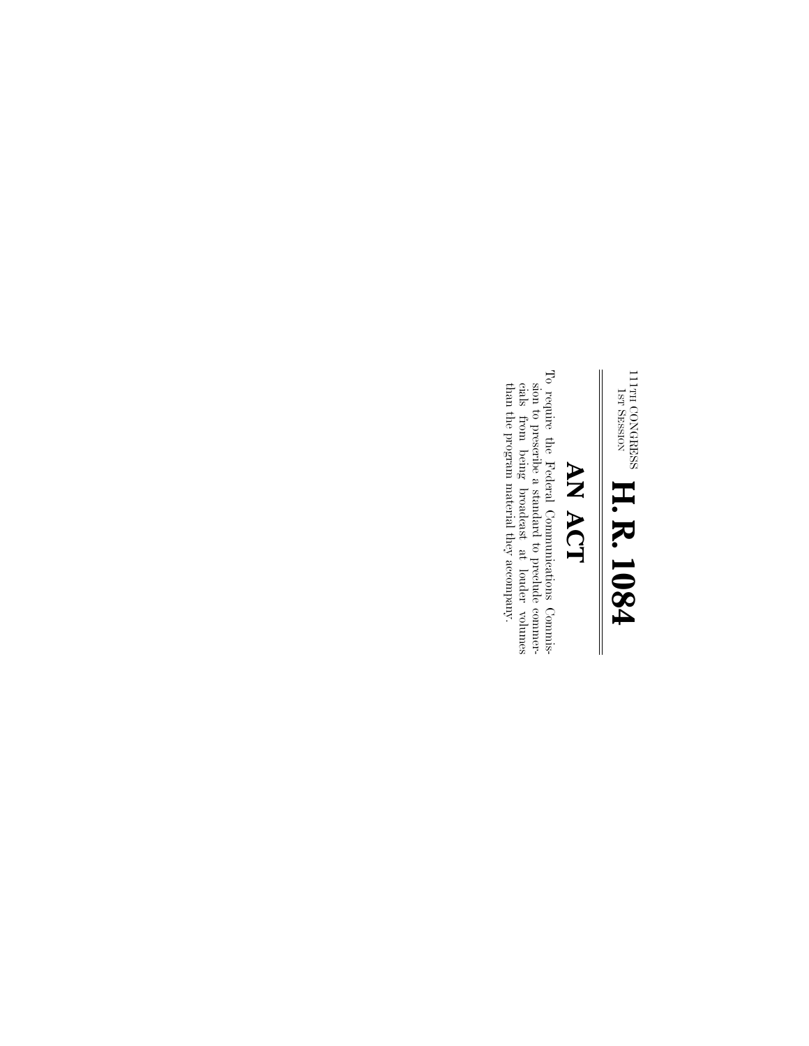111TH CONGRESS
1ST SESSION

# H. R. 1084

## AN ACT

To require the Federal Communications Commission to prescribe a standard to preclude commercials from being broadcast at louder volumes than the program material they accompany.